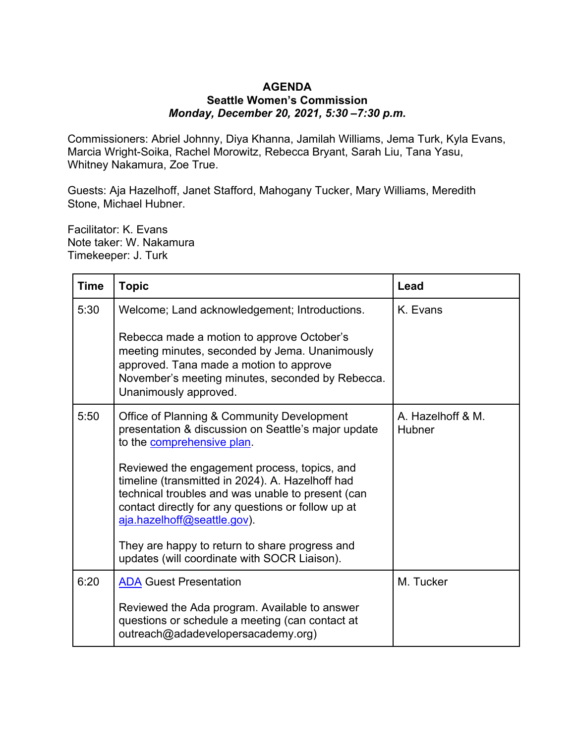**AGENDA**
**Seattle Women's Commission**
***Monday, December 20, 2021, 5:30 –7:30 p.m.***

Commissioners: Abriel Johnny, Diya Khanna, Jamilah Williams, Jema Turk, Kyla Evans, Marcia Wright-Soika, Rachel Morowitz, Rebecca Bryant, Sarah Liu, Tana Yasu, Whitney Nakamura, Zoe True.

Guests: Aja Hazelhoff, Janet Stafford, Mahogany Tucker, Mary Williams, Meredith Stone, Michael Hubner.

Facilitator: K. Evans
Note taker: W. Nakamura
Timekeeper: J. Turk

| Time | Topic | Lead |
| --- | --- | --- |
| 5:30 | Welcome; Land acknowledgement; Introductions.<br><br>Rebecca made a motion to approve October's meeting minutes, seconded by Jema. Unanimously approved. Tana made a motion to approve November's meeting minutes, seconded by Rebecca. Unanimously approved. | K. Evans |
| 5:50 | Office of Planning & Community Development presentation & discussion on Seattle's major update to the comprehensive plan.<br><br>Reviewed the engagement process, topics, and timeline (transmitted in 2024). A. Hazelhoff had technical troubles and was unable to present (can contact directly for any questions or follow up at aja.hazelhoff@seattle.gov).<br><br>They are happy to return to share progress and updates (will coordinate with SOCR Liaison). | A. Hazelhoff & M. Hubner |
| 6:20 | ADA Guest Presentation<br><br>Reviewed the Ada program. Available to answer questions or schedule a meeting (can contact at outreach@adadevelopersacademy.org) | M. Tucker |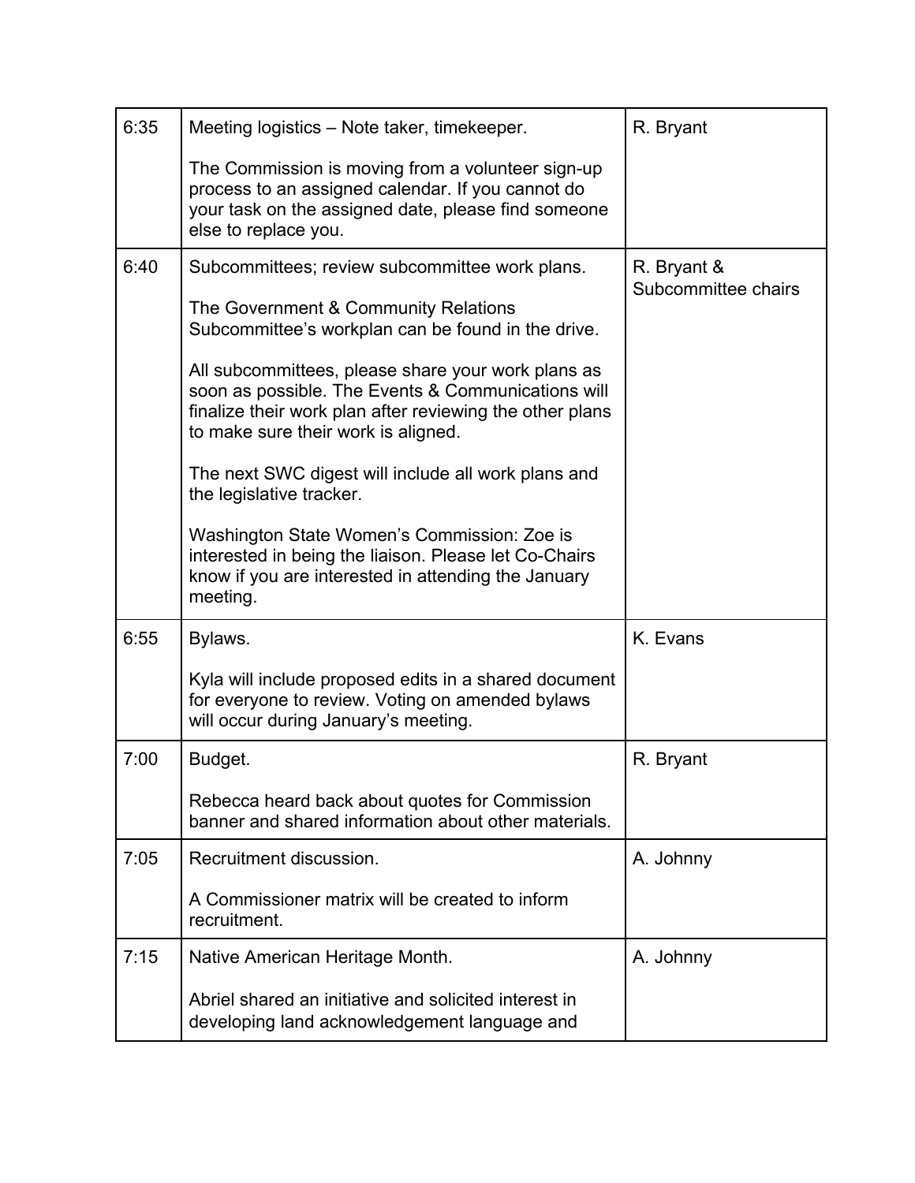| | | |
|---|---|---|
| 6:35 | Meeting logistics – Note taker, timekeeper.<br><br>The Commission is moving from a volunteer sign-up process to an assigned calendar. If you cannot do your task on the assigned date, please find someone else to replace you. | R. Bryant |
| 6:40 | Subcommittees; review subcommittee work plans.<br><br>The Government & Community Relations Subcommittee's workplan can be found in the drive.<br><br>All subcommittees, please share your work plans as soon as possible. The Events & Communications will finalize their work plan after reviewing the other plans to make sure their work is aligned.<br><br>The next SWC digest will include all work plans and the legislative tracker.<br><br>Washington State Women's Commission: Zoe is interested in being the liaison. Please let Co-Chairs know if you are interested in attending the January meeting. | R. Bryant & Subcommittee chairs |
| 6:55 | Bylaws.<br><br>Kyla will include proposed edits in a shared document for everyone to review. Voting on amended bylaws will occur during January's meeting. | K. Evans |
| 7:00 | Budget.<br><br>Rebecca heard back about quotes for Commission banner and shared information about other materials. | R. Bryant |
| 7:05 | Recruitment discussion.<br><br>A Commissioner matrix will be created to inform recruitment. | A. Johnny |
| 7:15 | Native American Heritage Month.<br><br>Abriel shared an initiative and solicited interest in developing land acknowledgement language and | A. Johnny |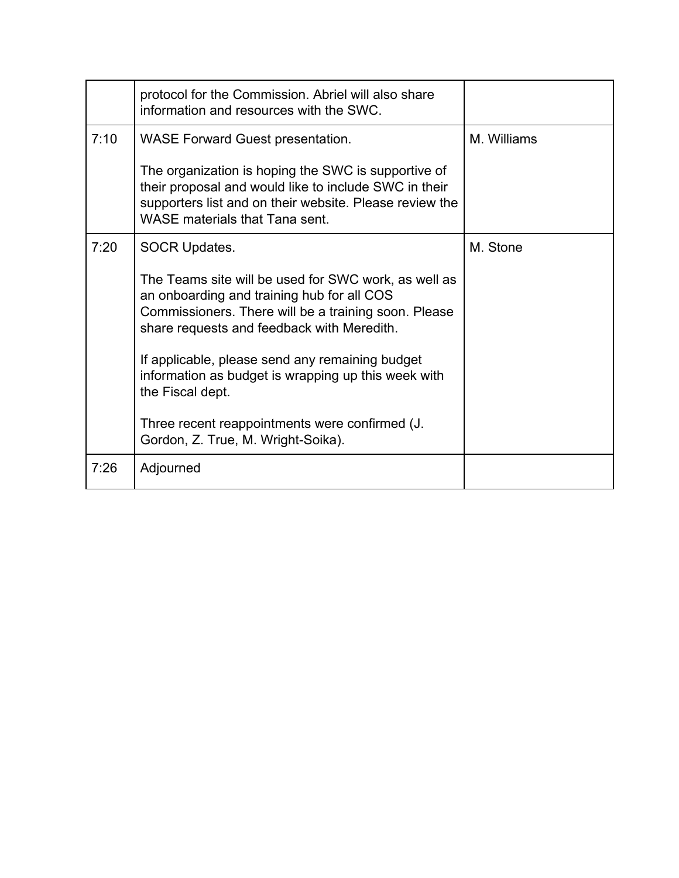| | | |
|---|---|---|
| | protocol for the Commission. Abriel will also share information and resources with the SWC. | |
| 7:10 | WASE Forward Guest presentation.<br><br>The organization is hoping the SWC is supportive of their proposal and would like to include SWC in their supporters list and on their website. Please review the WASE materials that Tana sent. | M. Williams |
| 7:20 | SOCR Updates.<br><br>The Teams site will be used for SWC work, as well as an onboarding and training hub for all COS Commissioners. There will be a training soon. Please share requests and feedback with Meredith.<br><br>If applicable, please send any remaining budget information as budget is wrapping up this week with the Fiscal dept.<br><br>Three recent reappointments were confirmed (J. Gordon, Z. True, M. Wright-Soika). | M. Stone |
| 7:26 | Adjourned | |